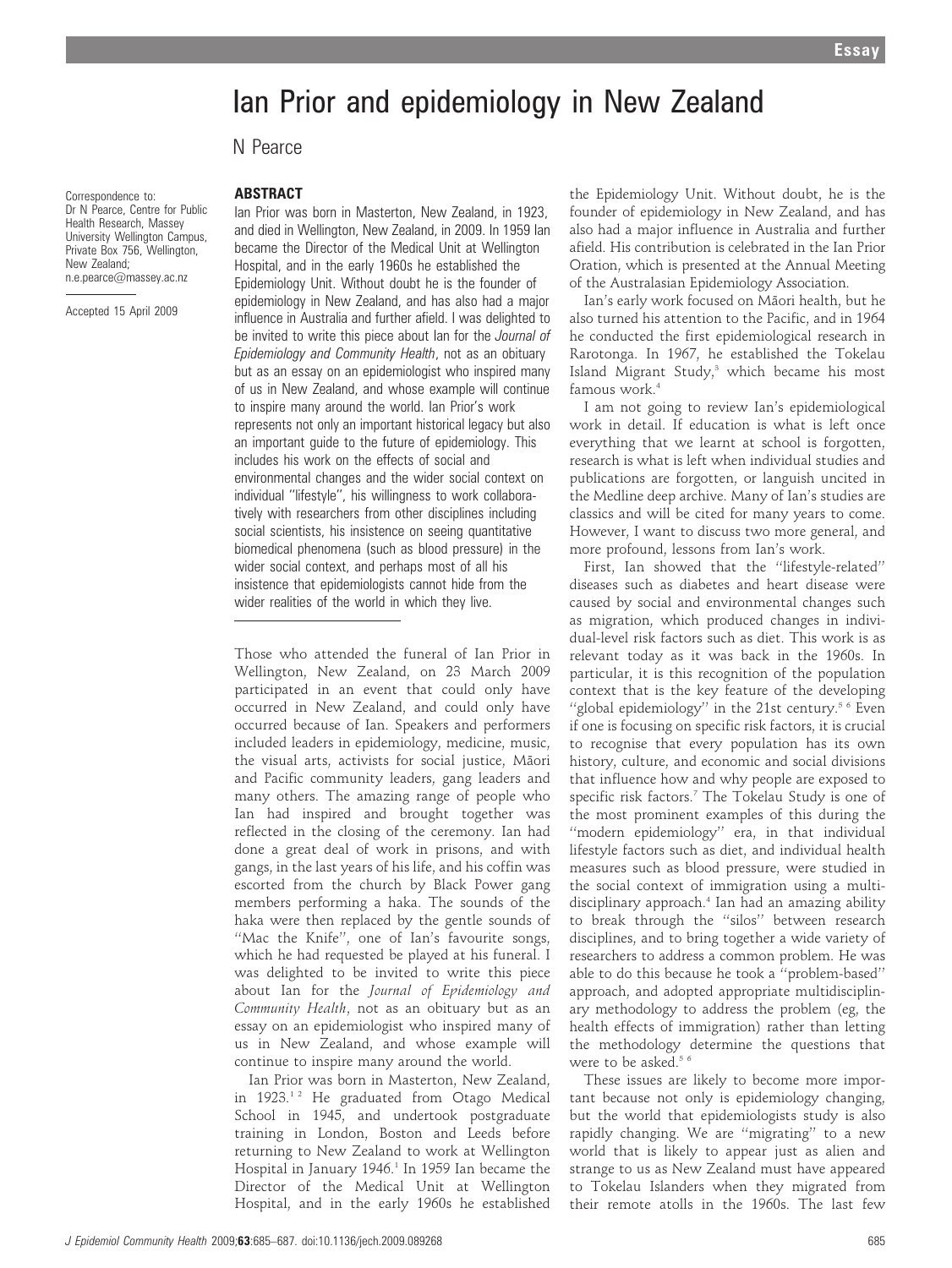# Ian Prior and epidemiology in New Zealand

N Pearce

Correspondence to: Dr N Pearce, Centre for Public Health Research, Massey University Wellington Campus, Private Box 756, Wellington, New Zealand; n.e.pearce@massey.ac.nz

Accepted 15 April 2009

## ABSTRACT

Ian Prior was born in Masterton, New Zealand, in 1923, and died in Wellington, New Zealand, in 2009. In 1959 Ian became the Director of the Medical Unit at Wellington Hospital, and in the early 1960s he established the Epidemiology Unit. Without doubt he is the founder of epidemiology in New Zealand, and has also had a major influence in Australia and further afield. I was delighted to be invited to write this piece about Ian for the *Journal of Epidemiology and Community Health*, not as an obituary but as an essay on an epidemiologist who inspired many of us in New Zealand, and whose example will continue to inspire many around the world. Ian Prior's work represents not only an important historical legacy but also an important guide to the future of epidemiology. This includes his work on the effects of social and environmental changes and the wider social context on individual "lifestyle", his willingness to work collaboratively with researchers from other disciplines including social scientists, his insistence on seeing quantitative biomedical phenomena (such as blood pressure) in the wider social context, and perhaps most of all his insistence that epidemiologists cannot hide from the wider realities of the world in which they live.

Those who attended the funeral of Ian Prior in Wellington, New Zealand, on 23 March 2009 participated in an event that could only have occurred in New Zealand, and could only have occurred because of Ian. Speakers and performers included leaders in epidemiology, medicine, music, the visual arts, activists for social justice, Māori and Pacific community leaders, gang leaders and many others. The amazing range of people who Ian had inspired and brought together was reflected in the closing of the ceremony. Ian had done a great deal of work in prisons, and with gangs, in the last years of his life, and his coffin was escorted from the church by Black Power gang members performing a haka. The sounds of the haka were then replaced by the gentle sounds of "Mac the Knife", one of Ian's favourite songs, which he had requested be played at his funeral. I was delighted to be invited to write this piece about Ian for the *Journal of Epidemiology and Community Health*, not as an obituary but as an essay on an epidemiologist who inspired many of us in New Zealand, and whose example will continue to inspire many around the world.

Ian Prior was born in Masterton, New Zealand, in 1923.[1,2] He graduated from Otago Medical School in 1945, and undertook postgraduate training in London, Boston and Leeds before returning to New Zealand to work at Wellington Hospital in January 1946.[1] In 1959 Ian became the Director of the Medical Unit at Wellington Hospital, and in the early 1960s he established the Epidemiology Unit. Without doubt, he is the founder of epidemiology in New Zealand, and has also had a major influence in Australia and further afield. His contribution is celebrated in the Ian Prior Oration, which is presented at the Annual Meeting of the Australasian Epidemiology Association.

Ian's early work focused on Māori health, but he also turned his attention to the Pacific, and in 1964 he conducted the first epidemiological research in Rarotonga. In 1967, he established the Tokelau Island Migrant Study,[3] which became his most famous work.[4]

I am not going to review Ian's epidemiological work in detail. If education is what is left once everything that we learnt at school is forgotten, research is what is left when individual studies and publications are forgotten, or languish uncited in the Medline deep archive. Many of Ian's studies are classics and will be cited for many years to come. However, I want to discuss two more general, and more profound, lessons from Ian's work.

First, Ian showed that the "lifestyle-related" diseases such as diabetes and heart disease were caused by social and environmental changes such as migration, which produced changes in individual-level risk factors such as diet. This work is as relevant today as it was back in the 1960s. In particular, it is this recognition of the population context that is the key feature of the developing "global epidemiology" in the 21st century.[5,6] Even if one is focusing on specific risk factors, it is crucial to recognise that every population has its own history, culture, and economic and social divisions that influence how and why people are exposed to specific risk factors.[7] The Tokelau Study is one of the most prominent examples of this during the "modern epidemiology" era, in that individual lifestyle factors such as diet, and individual health measures such as blood pressure, were studied in the social context of immigration using a multidisciplinary approach.[4] Ian had an amazing ability to break through the "silos" between research disciplines, and to bring together a wide variety of researchers to address a common problem. He was able to do this because he took a "problem-based" approach, and adopted appropriate multidisciplinary methodology to address the problem (eg, the health effects of immigration) rather than letting the methodology determine the questions that were to be asked.[5,6]

These issues are likely to become more important because not only is epidemiology changing, but the world that epidemiologists study is also rapidly changing. We are "migrating" to a new world that is likely to appear just as alien and strange to us as New Zealand must have appeared to Tokelau Islanders when they migrated from their remote atolls in the 1960s. The last few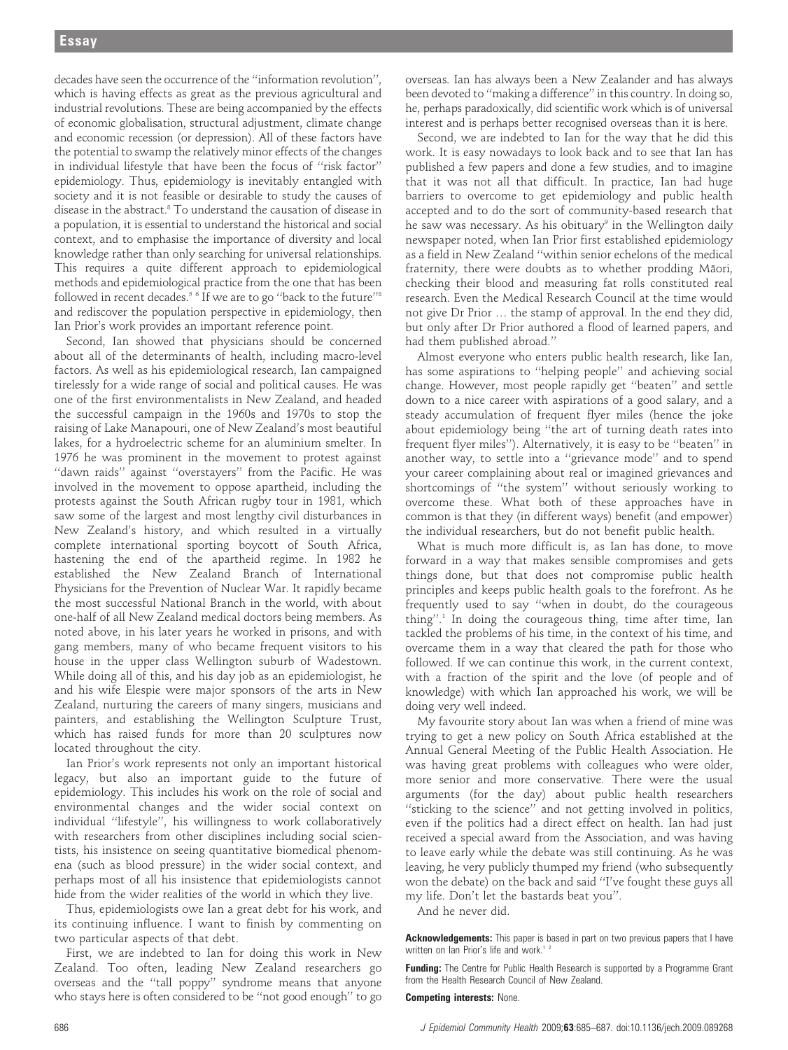decades have seen the occurrence of the ''information revolution'', which is having effects as great as the previous agricultural and industrial revolutions. These are being accompanied by the effects of economic globalisation, structural adjustment, climate change and economic recession (or depression). All of these factors have the potential to swamp the relatively minor effects of the changes in individual lifestyle that have been the focus of ''risk factor'' epidemiology. Thus, epidemiology is inevitably entangled with society and it is not feasible or desirable to study the causes of disease in the abstract.[8] To understand the causation of disease in a population, it is essential to understand the historical and social context, and to emphasise the importance of diversity and local knowledge rather than only searching for universal relationships. This requires a quite different approach to epidemiological methods and epidemiological practice from the one that has been followed in recent decades.[5,6] If we are to go ''back to the future''[8] and rediscover the population perspective in epidemiology, then Ian Prior's work provides an important reference point.

Second, Ian showed that physicians should be concerned about all of the determinants of health, including macro-level factors. As well as his epidemiological research, Ian campaigned tirelessly for a wide range of social and political causes. He was one of the first environmentalists in New Zealand, and headed the successful campaign in the 1960s and 1970s to stop the raising of Lake Manapouri, one of New Zealand's most beautiful lakes, for a hydroelectric scheme for an aluminium smelter. In 1976 he was prominent in the movement to protest against ''dawn raids'' against ''overstayers'' from the Pacific. He was involved in the movement to oppose apartheid, including the protests against the South African rugby tour in 1981, which saw some of the largest and most lengthy civil disturbances in New Zealand's history, and which resulted in a virtually complete international sporting boycott of South Africa, hastening the end of the apartheid regime. In 1982 he established the New Zealand Branch of International Physicians for the Prevention of Nuclear War. It rapidly became the most successful National Branch in the world, with about one-half of all New Zealand medical doctors being members. As noted above, in his later years he worked in prisons, and with gang members, many of who became frequent visitors to his house in the upper class Wellington suburb of Wadestown. While doing all of this, and his day job as an epidemiologist, he and his wife Elespie were major sponsors of the arts in New Zealand, nurturing the careers of many singers, musicians and painters, and establishing the Wellington Sculpture Trust, which has raised funds for more than 20 sculptures now located throughout the city.

Ian Prior's work represents not only an important historical legacy, but also an important guide to the future of epidemiology. This includes his work on the role of social and environmental changes and the wider social context on individual ''lifestyle'', his willingness to work collaboratively with researchers from other disciplines including social scientists, his insistence on seeing quantitative biomedical phenomena (such as blood pressure) in the wider social context, and perhaps most of all his insistence that epidemiologists cannot hide from the wider realities of the world in which they live.

Thus, epidemiologists owe Ian a great debt for his work, and its continuing influence. I want to finish by commenting on two particular aspects of that debt.

First, we are indebted to Ian for doing this work in New Zealand. Too often, leading New Zealand researchers go overseas and the ''tall poppy'' syndrome means that anyone who stays here is often considered to be ''not good enough'' to go overseas. Ian has always been a New Zealander and has always been devoted to ''making a difference'' in this country. In doing so, he, perhaps paradoxically, did scientific work which is of universal interest and is perhaps better recognised overseas than it is here.

Second, we are indebted to Ian for the way that he did this work. It is easy nowadays to look back and to see that Ian has published a few papers and done a few studies, and to imagine that it was not all that difficult. In practice, Ian had huge barriers to overcome to get epidemiology and public health accepted and to do the sort of community-based research that he saw was necessary. As his obituary[9] in the Wellington daily newspaper noted, when Ian Prior first established epidemiology as a field in New Zealand ''within senior echelons of the medical fraternity, there were doubts as to whether prodding Māori, checking their blood and measuring fat rolls constituted real research. Even the Medical Research Council at the time would not give Dr Prior … the stamp of approval. In the end they did, but only after Dr Prior authored a flood of learned papers, and had them published abroad.''

Almost everyone who enters public health research, like Ian, has some aspirations to ''helping people'' and achieving social change. However, most people rapidly get ''beaten'' and settle down to a nice career with aspirations of a good salary, and a steady accumulation of frequent flyer miles (hence the joke about epidemiology being ''the art of turning death rates into frequent flyer miles''). Alternatively, it is easy to be ''beaten'' in another way, to settle into a ''grievance mode'' and to spend your career complaining about real or imagined grievances and shortcomings of ''the system'' without seriously working to overcome these. What both of these approaches have in common is that they (in different ways) benefit (and empower) the individual researchers, but do not benefit public health.

What is much more difficult is, as Ian has done, to move forward in a way that makes sensible compromises and gets things done, but that does not compromise public health principles and keeps public health goals to the forefront. As he frequently used to say ''when in doubt, do the courageous thing''.[1] In doing the courageous thing, time after time, Ian tackled the problems of his time, in the context of his time, and overcame them in a way that cleared the path for those who followed. If we can continue this work, in the current context, with a fraction of the spirit and the love (of people and of knowledge) with which Ian approached his work, we will be doing very well indeed.

My favourite story about Ian was when a friend of mine was trying to get a new policy on South Africa established at the Annual General Meeting of the Public Health Association. He was having great problems with colleagues who were older, more senior and more conservative. There were the usual arguments (for the day) about public health researchers ''sticking to the science'' and not getting involved in politics, even if the politics had a direct effect on health. Ian had just received a special award from the Association, and was having to leave early while the debate was still continuing. As he was leaving, he very publicly thumped my friend (who subsequently won the debate) on the back and said ''I've fought these guys all my life. Don't let the bastards beat you''.

And he never did.

**Acknowledgements:** This paper is based in part on two previous papers that I have written on Ian Prior's life and work.[1,2]

**Funding:** The Centre for Public Health Research is supported by a Programme Grant from the Health Research Council of New Zealand.

**Competing interests:** None.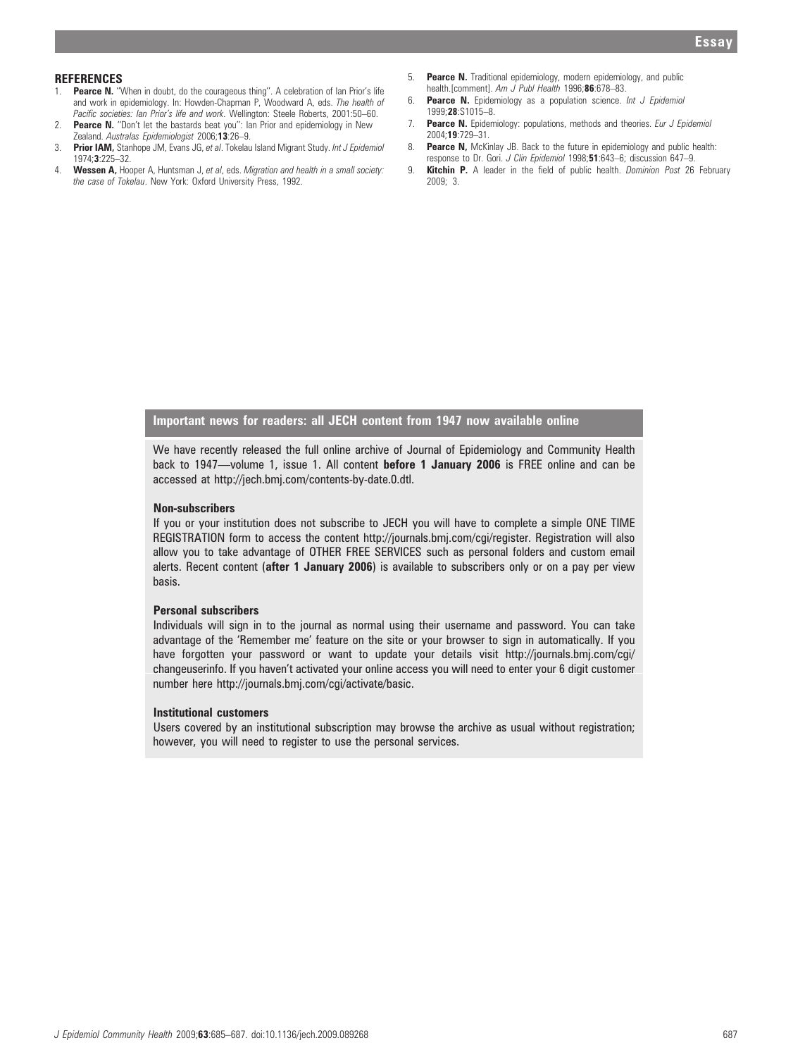## REFERENCES

1. **Pearce N.** "When in doubt, do the courageous thing". A celebration of Ian Prior's life and work in epidemiology. In: Howden-Chapman P, Woodward A, eds. *The health of Pacific societies: Ian Prior's life and work*. Wellington: Steele Roberts, 2001:50–60.
2. **Pearce N.** "Don't let the bastards beat you": Ian Prior and epidemiology in New Zealand. *Australas Epidemiologist* 2006;**13**:26–9.
3. **Prior IAM,** Stanhope JM, Evans JG, *et al*. Tokelau Island Migrant Study. *Int J Epidemiol* 1974;**3**:225–32.
4. **Wessen A,** Hooper A, Huntsman J, *et al*, eds. *Migration and health in a small society: the case of Tokelau*. New York: Oxford University Press, 1992.
5. **Pearce N.** Traditional epidemiology, modern epidemiology, and public health.[comment]. *Am J Publ Health* 1996;**86**:678–83.
6. **Pearce N.** Epidemiology as a population science. *Int J Epidemiol* 1999;**28**:S1015–8.
7. **Pearce N.** Epidemiology: populations, methods and theories. *Eur J Epidemiol* 2004;**19**:729–31.
8. **Pearce N,** McKinlay JB. Back to the future in epidemiology and public health: response to Dr. Gori. *J Clin Epidemiol* 1998;**51**:643–6; discussion 647–9.
9. **Kitchin P.** A leader in the field of public health. *Dominion Post* 26 February 2009; 3.

## Important news for readers: all JECH content from 1947 now available online

We have recently released the full online archive of Journal of Epidemiology and Community Health back to 1947—volume 1, issue 1. All content **before 1 January 2006** is FREE online and can be accessed at http://jech.bmj.com/contents-by-date.0.dtl.

### Non-subscribers

If you or your institution does not subscribe to JECH you will have to complete a simple ONE TIME REGISTRATION form to access the content http://journals.bmj.com/cgi/register. Registration will also allow you to take advantage of OTHER FREE SERVICES such as personal folders and custom email alerts. Recent content (**after 1 January 2006**) is available to subscribers only or on a pay per view basis.

### Personal subscribers

Individuals will sign in to the journal as normal using their username and password. You can take advantage of the 'Remember me' feature on the site or your browser to sign in automatically. If you have forgotten your password or want to update your details visit http://journals.bmj.com/cgi/changeuserinfo. If you haven't activated your online access you will need to enter your 6 digit customer number here http://journals.bmj.com/cgi/activate/basic.

### Institutional customers

Users covered by an institutional subscription may browse the archive as usual without registration; however, you will need to register to use the personal services.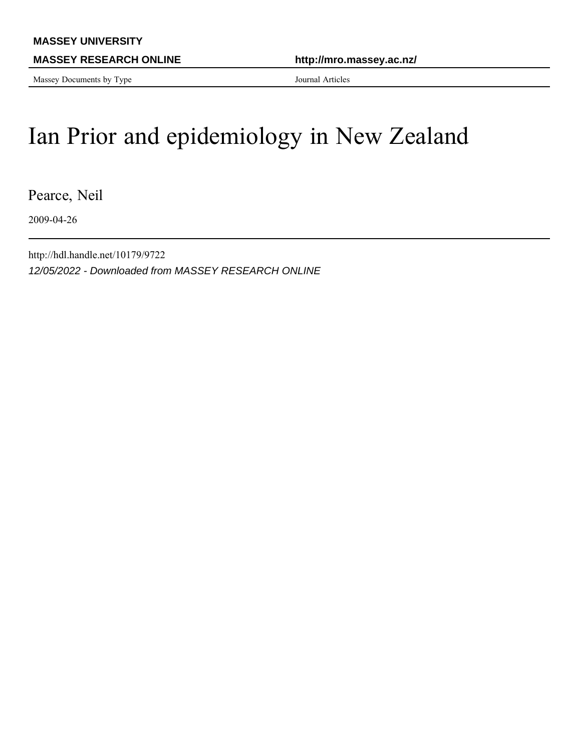MASSEY UNIVERSITY

MASSEY RESEARCH ONLINE http://mro.massey.ac.nz/

Massey Documents by Type Journal Articles

# Ian Prior and epidemiology in New Zealand

Pearce, Neil

2009-04-26

http://hdl.handle.net/10179/9722

*12/05/2022 - Downloaded from MASSEY RESEARCH ONLINE*